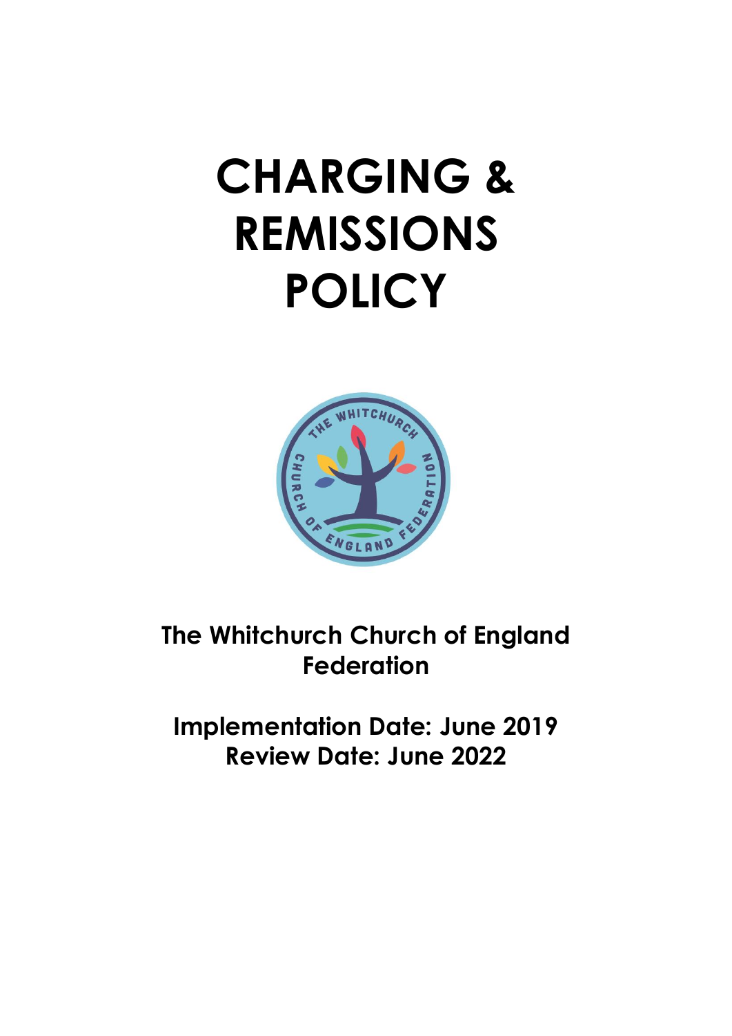# CHARGING & REMISSIONS POLICY

**The Whitchurch Church of England Federation**

**Implementation Date: June 2019**
**Review Date: June 2022**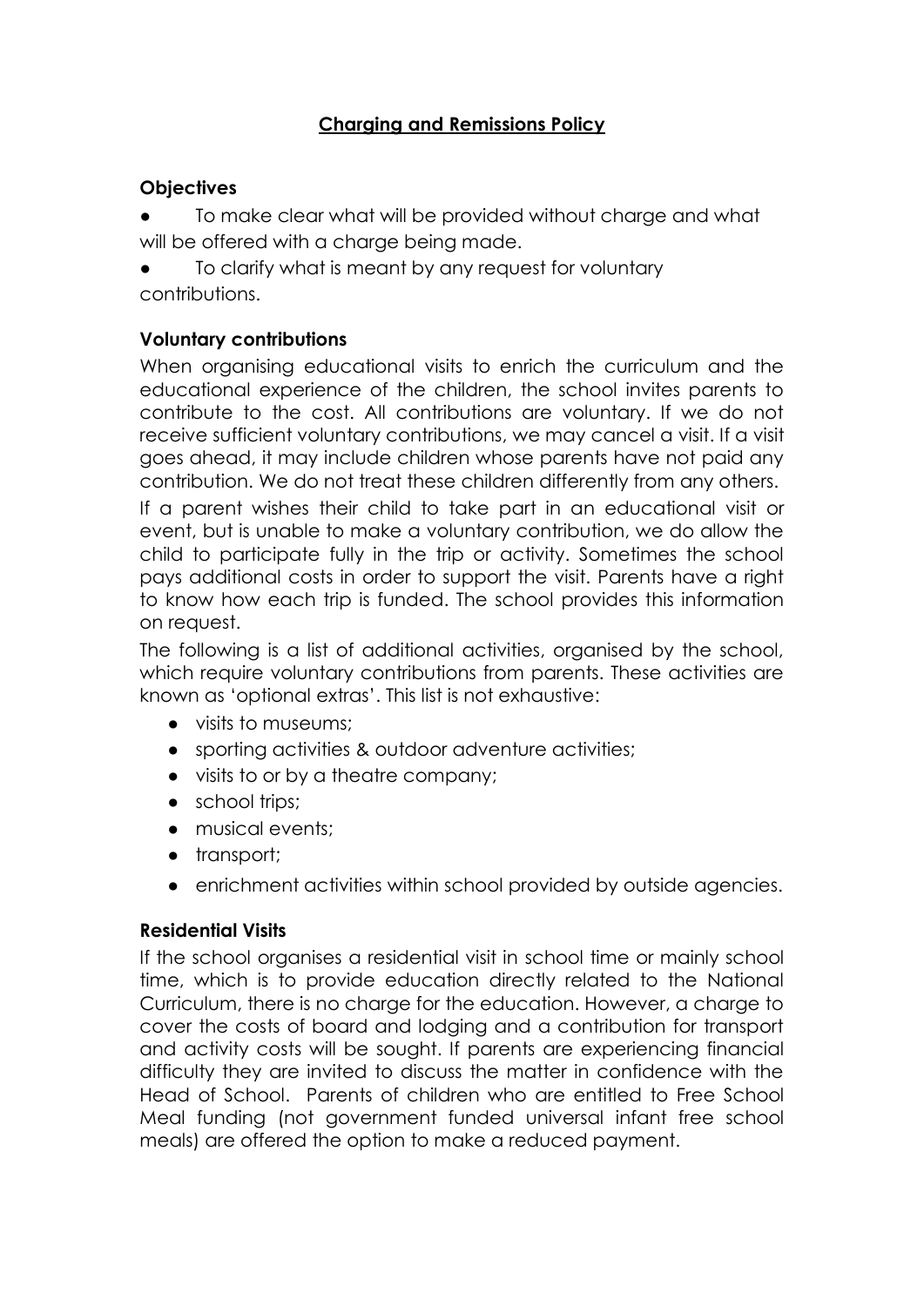# Charging and Remissions Policy

### Objectives

- To make clear what will be provided without charge and what will be offered with a charge being made.
- To clarify what is meant by any request for voluntary contributions.

### Voluntary contributions

When organising educational visits to enrich the curriculum and the educational experience of the children, the school invites parents to contribute to the cost. All contributions are voluntary. If we do not receive sufficient voluntary contributions, we may cancel a visit. If a visit goes ahead, it may include children whose parents have not paid any contribution. We do not treat these children differently from any others.

If a parent wishes their child to take part in an educational visit or event, but is unable to make a voluntary contribution, we do allow the child to participate fully in the trip or activity. Sometimes the school pays additional costs in order to support the visit. Parents have a right to know how each trip is funded. The school provides this information on request.

The following is a list of additional activities, organised by the school, which require voluntary contributions from parents. These activities are known as 'optional extras'. This list is not exhaustive:

- visits to museums;
- sporting activities & outdoor adventure activities;
- visits to or by a theatre company;
- school trips;
- musical events;
- transport;
- enrichment activities within school provided by outside agencies.

### Residential Visits

If the school organises a residential visit in school time or mainly school time, which is to provide education directly related to the National Curriculum, there is no charge for the education. However, a charge to cover the costs of board and lodging and a contribution for transport and activity costs will be sought. If parents are experiencing financial difficulty they are invited to discuss the matter in confidence with the Head of School. Parents of children who are entitled to Free School Meal funding (not government funded universal infant free school meals) are offered the option to make a reduced payment.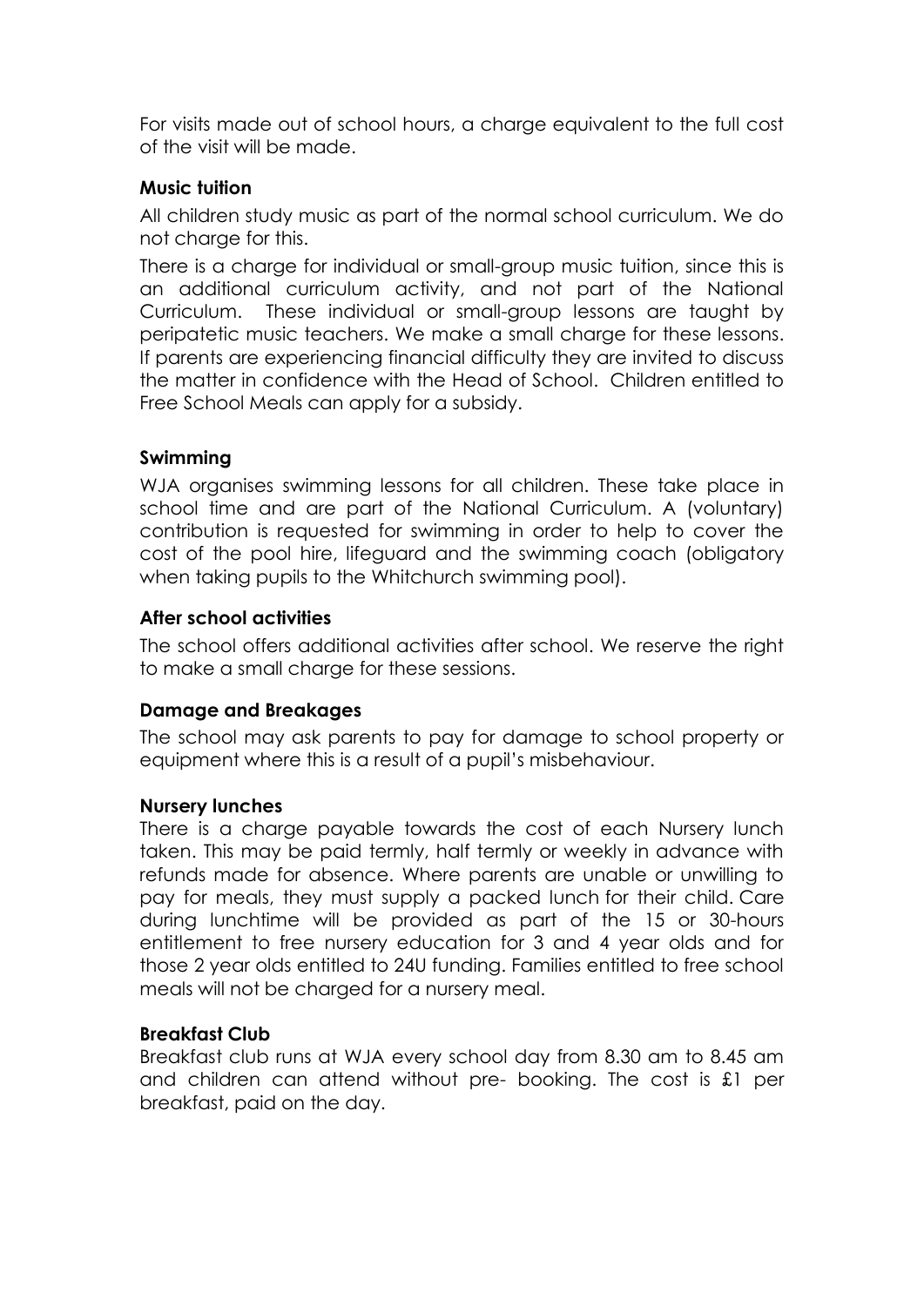For visits made out of school hours, a charge equivalent to the full cost of the visit will be made.

**Music tuition**

All children study music as part of the normal school curriculum. We do not charge for this.

There is a charge for individual or small-group music tuition, since this is an additional curriculum activity, and not part of the National Curriculum. These individual or small-group lessons are taught by peripatetic music teachers. We make a small charge for these lessons. If parents are experiencing financial difficulty they are invited to discuss the matter in confidence with the Head of School. Children entitled to Free School Meals can apply for a subsidy.

**Swimming**

WJA organises swimming lessons for all children. These take place in school time and are part of the National Curriculum. A (voluntary) contribution is requested for swimming in order to help to cover the cost of the pool hire, lifeguard and the swimming coach (obligatory when taking pupils to the Whitchurch swimming pool).

**After school activities**

The school offers additional activities after school. We reserve the right to make a small charge for these sessions.

**Damage and Breakages**

The school may ask parents to pay for damage to school property or equipment where this is a result of a pupil's misbehaviour.

**Nursery lunches**

There is a charge payable towards the cost of each Nursery lunch taken. This may be paid termly, half termly or weekly in advance with refunds made for absence. Where parents are unable or unwilling to pay for meals, they must supply a packed lunch for their child. Care during lunchtime will be provided as part of the 15 or 30-hours entitlement to free nursery education for 3 and 4 year olds and for those 2 year olds entitled to 24U funding. Families entitled to free school meals will not be charged for a nursery meal.

**Breakfast Club**

Breakfast club runs at WJA every school day from 8.30 am to 8.45 am and children can attend without pre- booking. The cost is £1 per breakfast, paid on the day.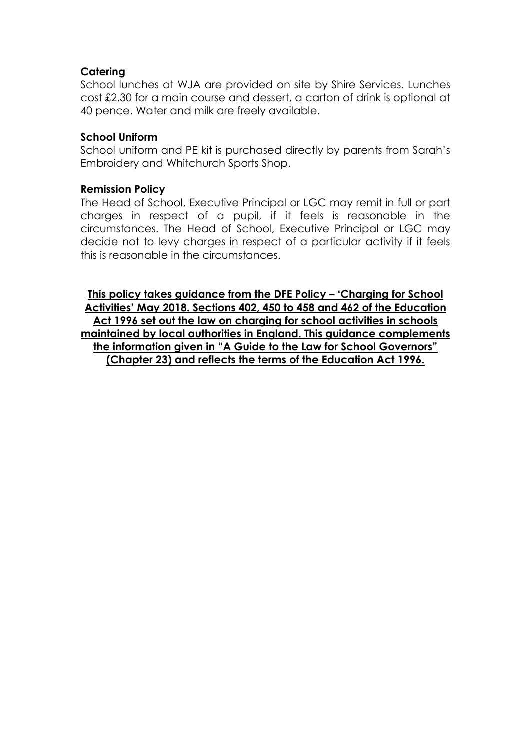### Catering

School lunches at WJA are provided on site by Shire Services. Lunches cost £2.30 for a main course and dessert, a carton of drink is optional at 40 pence. Water and milk are freely available.

### School Uniform

School uniform and PE kit is purchased directly by parents from Sarah's Embroidery and Whitchurch Sports Shop.

### Remission Policy

The Head of School, Executive Principal or LGC may remit in full or part charges in respect of a pupil, if it feels is reasonable in the circumstances. The Head of School, Executive Principal or LGC may decide not to levy charges in respect of a particular activity if it feels this is reasonable in the circumstances.

**<u>This policy takes guidance from the DFE Policy – 'Charging for School Activities' May 2018. Sections 402, 450 to 458 and 462 of the Education Act 1996 set out the law on charging for school activities in schools maintained by local authorities in England. This guidance complements the information given in "A Guide to the Law for School Governors" (Chapter 23) and reflects the terms of the Education Act 1996.</u>**